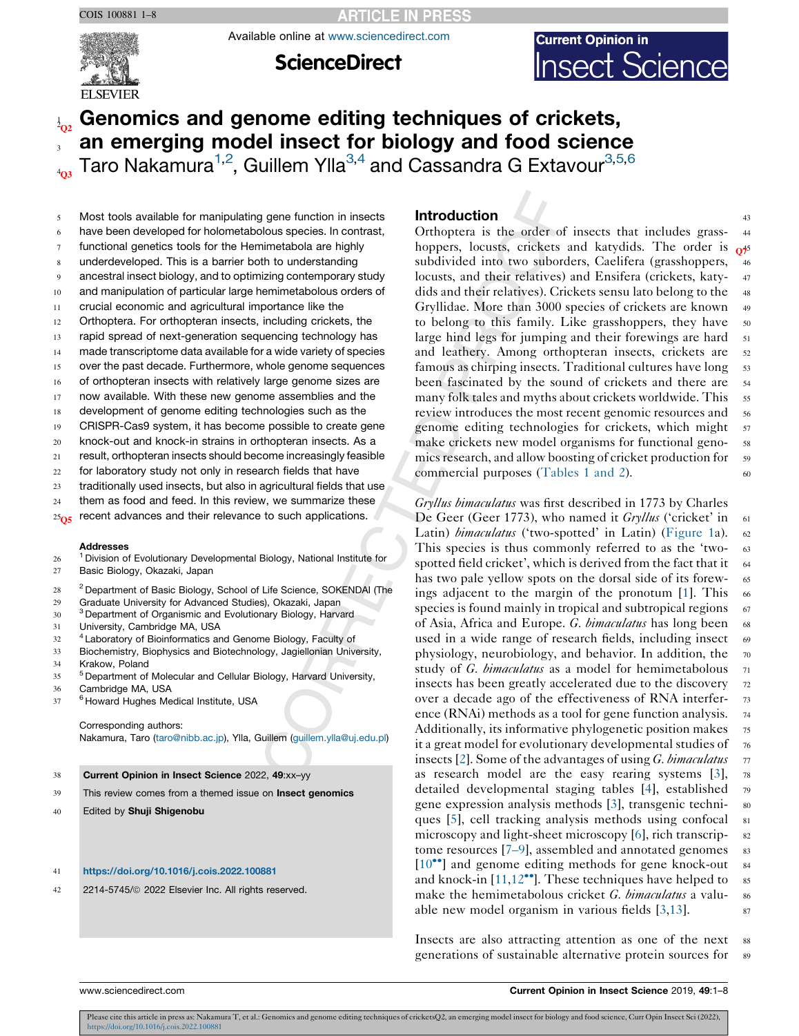# Genomics and genome editing techniques of crickets, an emerging model insect for biology and food science

Taro Nakamura[1,2], Guillem Ylla[3,4] and Cassandra G Extavour[3,5,6]

Most tools available for manipulating gene function in insects have been developed for holometabolous species. In contrast, functional genetics tools for the Hemimetabola are highly underdeveloped. This is a barrier both to understanding ancestral insect biology, and to optimizing contemporary study and manipulation of particular large hemimetabolous orders of crucial economic and agricultural importance like the Orthoptera. For orthopteran insects, including crickets, the rapid spread of next-generation sequencing technology has made transcriptome data available for a wide variety of species over the past decade. Furthermore, whole genome sequences of orthopteran insects with relatively large genome sizes are now available. With these new genome assemblies and the development of genome editing technologies such as the CRISPR-Cas9 system, it has become possible to create gene knock-out and knock-in strains in orthopteran insects. As a result, orthopteran insects should become increasingly feasible for laboratory study not only in research fields that have traditionally used insects, but also in agricultural fields that use them as food and feed. In this review, we summarize these recent advances and their relevance to such applications.

**Addresses**

[1] Division of Evolutionary Developmental Biology, National Institute for Basic Biology, Okazaki, Japan

[2] Department of Basic Biology, School of Life Science, SOKENDAI (The Graduate University for Advanced Studies), Okazaki, Japan

[3] Department of Organismic and Evolutionary Biology, Harvard University, Cambridge MA, USA

[4] Laboratory of Bioinformatics and Genome Biology, Faculty of Biochemistry, Biophysics and Biotechnology, Jagiellonian University, Krakow, Poland

[5] Department of Molecular and Cellular Biology, Harvard University, Cambridge MA, USA

[6] Howard Hughes Medical Institute, USA

Corresponding authors:
Nakamura, Taro (taro@nibb.ac.jp), Ylla, Guillem (guillem.ylla@uj.edu.pl)

**Current Opinion in Insect Science** 2022, **49**:xx–yy

This review comes from a themed issue on **Insect genomics**

Edited by **Shuji Shigenobu**

https://doi.org/10.1016/j.cois.2022.100881

2214-5745/© 2022 Elsevier Inc. All rights reserved.

## Introduction

Orthoptera is the order of insects that includes grasshoppers, locusts, crickets and katydids. The order is subdivided into two suborders, Caelifera (grasshoppers, locusts, and their relatives) and Ensifera (crickets, katydids and their relatives). Crickets sensu lato belong to the Gryllidae. More than 3000 species of crickets are known to belong to this family. Like grasshoppers, they have large hind legs for jumping and their forewings are hard and leathery. Among orthopteran insects, crickets are famous as chirping insects. Traditional cultures have long been fascinated by the sound of crickets and there are many folk tales and myths about crickets worldwide. This review introduces the most recent genomic resources and genome editing technologies for crickets, which might make crickets new model organisms for functional genomics research, and allow boosting of cricket production for commercial purposes (Tables 1 and 2).

*Gryllus bimaculatus* was first described in 1773 by Charles De Geer (Geer 1773), who named it *Gryllus* ('cricket' in Latin) *bimaculatus* ('two-spotted' in Latin) (Figure 1a). This species is thus commonly referred to as the 'two-spotted field cricket', which is derived from the fact that it has two pale yellow spots on the dorsal side of its forewings adjacent to the margin of the pronotum [1]. This species is found mainly in tropical and subtropical regions of Asia, Africa and Europe. *G. bimaculatus* has long been used in a wide range of research fields, including insect physiology, neurobiology, and behavior. In addition, the study of *G. bimaculatus* as a model for hemimetabolous insects has been greatly accelerated due to the discovery over a decade ago of the effectiveness of RNA interference (RNAi) methods as a tool for gene function analysis. Additionally, its informative phylogenetic position makes it a great model for evolutionary developmental studies of insects [2]. Some of the advantages of using *G. bimaculatus* as research model are the easy rearing systems [3], detailed developmental staging tables [4], established gene expression analysis methods [3], transgenic techniques [5], cell tracking analysis methods using confocal microscopy and light-sheet microscopy [6], rich transcriptome resources [7–9], assembled and annotated genomes [10••] and genome editing methods for gene knock-out and knock-in [11,12••]. These techniques have helped to make the hemimetabolous cricket *G. bimaculatus* a valuable new model organism in various fields [3,13].

Insects are also attracting attention as one of the next generations of sustainable alternative protein sources for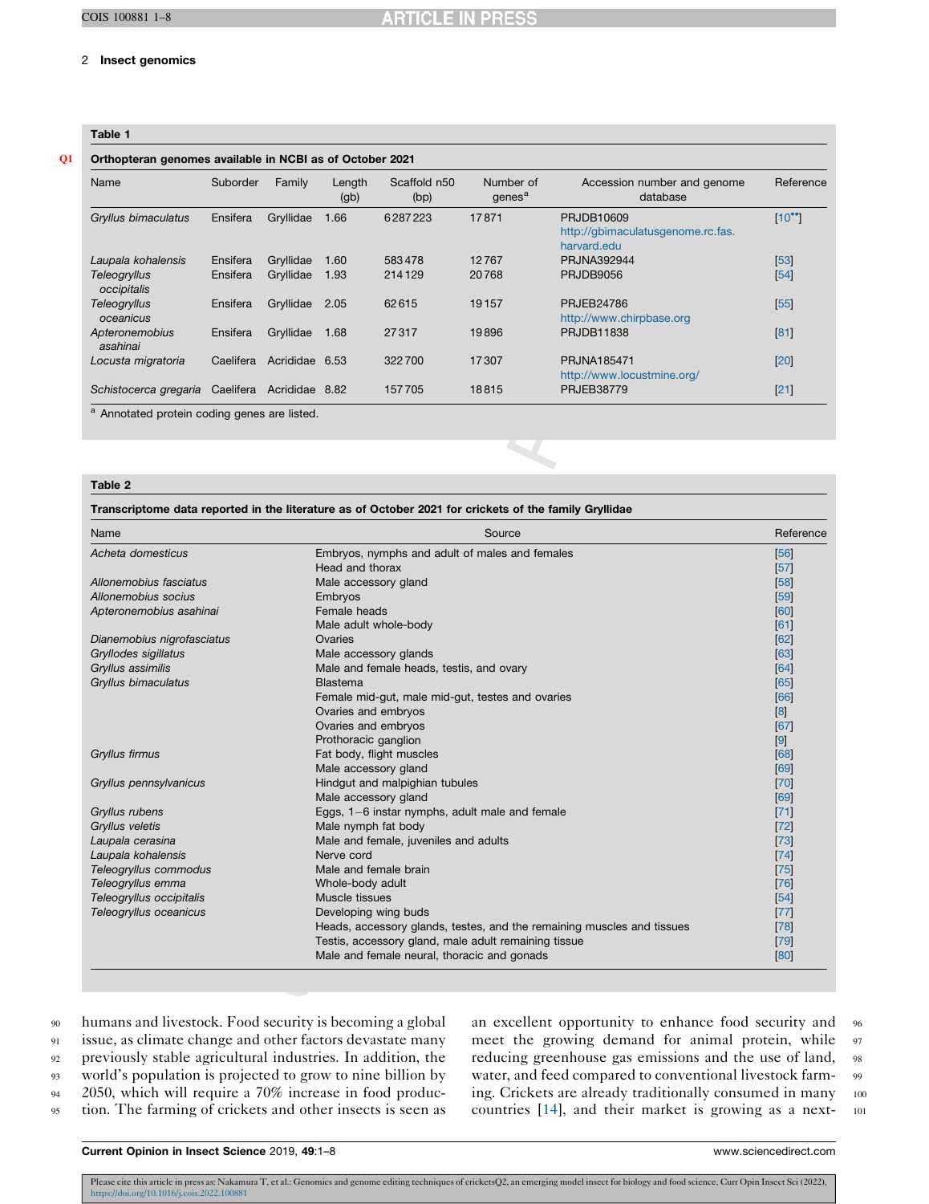**Table 1**

**Orthopteran genomes available in NCBI as of October 2021**

| Name | Suborder | Family | Length (gb) | Scaffold n50 (bp) | Number of genes[a] | Accession number and genome database | Reference |
|---|---|---|---|---|---|---|---|
| *Gryllus bimaculatus* | Ensifera | Gryllidae | 1.66 | 6287223 | 17871 | PRJDB10609 http://gbimaculatusgenome.rc.fas.harvard.edu | [10**] |
| *Laupala kohalensis* | Ensifera | Gryllidae | 1.60 | 583478 | 12767 | PRJNA392944 | [53] |
| *Teleogryllus occipitalis* | Ensifera | Gryllidae | 1.93 | 214129 | 20768 | PRJDB9056 | [54] |
| *Teleogryllus oceanicus* | Ensifera | Gryllidae | 2.05 | 62615 | 19157 | PRJEB24786 http://www.chirpbase.org | [55] |
| *Apteronemobius asahinai* | Ensifera | Gryllidae | 1.68 | 27317 | 19896 | PRJDB11838 | [81] |
| *Locusta migratoria* | Caelifera | Acrididae | 6.53 | 322700 | 17307 | PRJNA185471 http://www.locustmine.org/ | [20] |
| *Schistocerca gregaria* | Caelifera | Acrididae | 8.82 | 157705 | 18815 | PRJEB38779 | [21] |

[a] Annotated protein coding genes are listed.

**Table 2**

**Transcriptome data reported in the literature as of October 2021 for crickets of the family Gryllidae**

| Name | Source | Reference |
|---|---|---|
| *Acheta domesticus* | Embryos, nymphs and adult of males and females | [56] |
| | Head and thorax | [57] |
| *Allonemobius fasciatus* | Male accessory gland | [58] |
| *Allonemobius socius* | Embryos | [59] |
| *Apteronemobius asahinai* | Female heads | [60] |
| | Male adult whole-body | [61] |
| *Dianemobius nigrofasciatus* | Ovaries | [62] |
| *Gryllodes sigillatus* | Male accessory glands | [63] |
| *Gryllus assimilis* | Male and female heads, testis, and ovary | [64] |
| *Gryllus bimaculatus* | Blastema | [65] |
| | Female mid-gut, male mid-gut, testes and ovaries | [66] |
| | Ovaries and embryos | [8] |
| | Ovaries and embryos | [67] |
| | Prothoracic ganglion | [9] |
| *Gryllus firmus* | Fat body, flight muscles | [68] |
| | Male accessory gland | [69] |
| *Gryllus pennsylvanicus* | Hindgut and malpighian tubules | [70] |
| | Male accessory gland | [69] |
| *Gryllus rubens* | Eggs, 1–6 instar nymphs, adult male and female | [71] |
| *Gryllus veletis* | Male nymph fat body | [72] |
| *Laupala cerasina* | Male and female, juveniles and adults | [73] |
| *Laupala kohalensis* | Nerve cord | [74] |
| *Teleogryllus commodus* | Male and female brain | [75] |
| *Teleogryllus emma* | Whole-body adult | [76] |
| *Teleogryllus occipitalis* | Muscle tissues | [54] |
| *Teleogryllus oceanicus* | Developing wing buds | [77] |
| | Heads, accessory glands, testes, and the remaining muscles and tissues | [78] |
| | Testis, accessory gland, male adult remaining tissue | [79] |
| | Male and female neural, thoracic and gonads | [80] |

humans and livestock. Food security is becoming a global issue, as climate change and other factors devastate many previously stable agricultural industries. In addition, the world's population is projected to grow to nine billion by 2050, which will require a 70% increase in food production. The farming of crickets and other insects is seen as an excellent opportunity to enhance food security and meet the growing demand for animal protein, while reducing greenhouse gas emissions and the use of land, water, and feed compared to conventional livestock farming. Crickets are already traditionally consumed in many countries [14], and their market is growing as a next-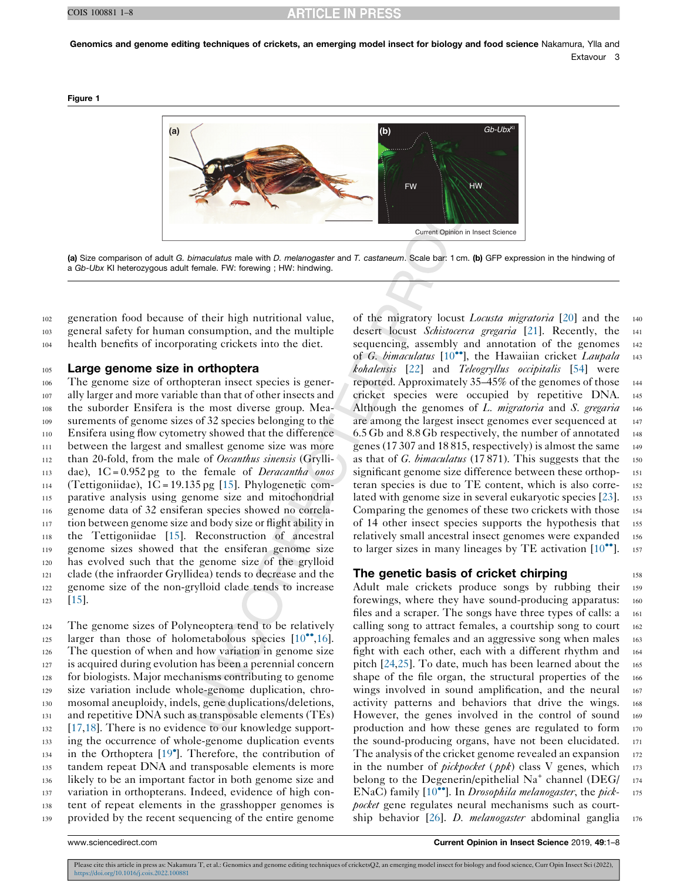**Figure 1**

**(a)** Size comparison of adult *G. bimaculatus* male with *D. melanogaster* and *T. castaneum*. Scale bar: 1 cm. **(b)** GFP expression in the hindwing of a *Gb-Ubx* KI heterozygous adult female. FW: forewing ; HW: hindwing.

generation food because of their high nutritional value, general safety for human consumption, and the multiple health benefits of incorporating crickets into the diet.

## Large genome size in orthoptera

The genome size of orthopteran insect species is generally larger and more variable than that of other insects and the suborder Ensifera is the most diverse group. Measurements of genome sizes of 32 species belonging to the Ensifera using flow cytometry showed that the difference between the largest and smallest genome size was more than 20-fold, from the male of *Oecanthus sinensis* (Gryllidae), 1C = 0.952 pg to the female of *Deracantha onos* (Tettigoniidae), 1C = 19.135 pg [15]. Phylogenetic comparative analysis using genome size and mitochondrial genome data of 32 ensiferan species showed no correlation between genome size and body size or flight ability in the Tettigoniidae [15]. Reconstruction of ancestral genome sizes showed that the ensiferan genome size has evolved such that the genome size of the grylloid clade (the infraorder Gryllidea) tends to decrease and the genome size of the non-grylloid clade tends to increase [15].

The genome sizes of Polyneoptera tend to be relatively larger than those of holometabolous species [10••,16]. The question of when and how variation in genome size is acquired during evolution has been a perennial concern for biologists. Major mechanisms contributing to genome size variation include whole-genome duplication, chromosomal aneuploidy, indels, gene duplications/deletions, and repetitive DNA such as transposable elements (TEs) [17,18]. There is no evidence to our knowledge supporting the occurrence of whole-genome duplication events in the Orthoptera [19•]. Therefore, the contribution of tandem repeat DNA and transposable elements is more likely to be an important factor in both genome size and variation in orthopterans. Indeed, evidence of high content of repeat elements in the grasshopper genomes is provided by the recent sequencing of the entire genome of the migratory locust *Locusta migratoria* [20] and the desert locust *Schistocerca gregaria* [21]. Recently, the sequencing, assembly and annotation of the genomes of *G. bimaculatus* [10••], the Hawaiian cricket *Laupala kohalensis* [22] and *Teleogryllus occipitalis* [54] were reported. Approximately 35–45% of the genomes of those cricket species were occupied by repetitive DNA. Although the genomes of *L. migratoria* and *S. gregaria* are among the largest insect genomes ever sequenced at 6.5 Gb and 8.8 Gb respectively, the number of annotated genes (17 307 and 18 815, respectively) is almost the same as that of *G. bimaculatus* (17 871). This suggests that the significant genome size difference between these orthopteran species is due to TE content, which is also correlated with genome size in several eukaryotic species [23]. Comparing the genomes of these two crickets with those of 14 other insect species supports the hypothesis that relatively small ancestral insect genomes were expanded to larger sizes in many lineages by TE activation [10••].

## The genetic basis of cricket chirping

Adult male crickets produce songs by rubbing their forewings, where they have sound-producing apparatus: files and a scraper. The songs have three types of calls: a calling song to attract females, a courtship song to court approaching females and an aggressive song when males fight with each other, each with a different rhythm and pitch [24,25]. To date, much has been learned about the shape of the file organ, the structural properties of the wings involved in sound amplification, and the neural activity patterns and behaviors that drive the wings. However, the genes involved in the control of sound production and how these genes are regulated to form the sound-producing organs, have not been elucidated. The analysis of the cricket genome revealed an expansion in the number of *pickpocket* (*ppk*) class V genes, which belong to the Degenerin/epithelial $Na^{+}$ channel (DEG/ENaC) family [10••]. In *Drosophila melanogaster*, the *pickpocket* gene regulates neural mechanisms such as courtship behavior [26]. *D. melanogaster* abdominal ganglia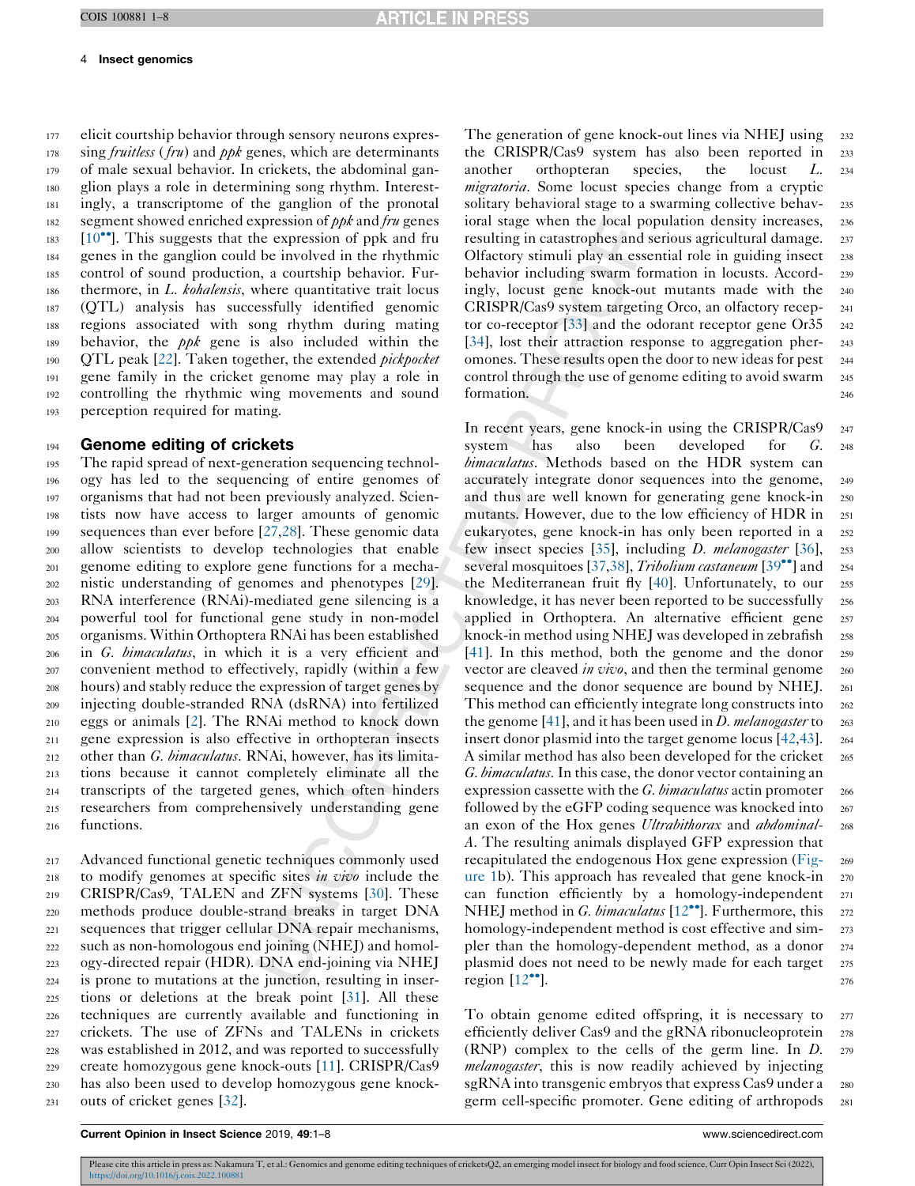elicit courtship behavior through sensory neurons expressing *fruitless* (*fru*) and *ppk* genes, which are determinants of male sexual behavior. In crickets, the abdominal ganglion plays a role in determining song rhythm. Interestingly, a transcriptome of the ganglion of the pronotal segment showed enriched expression of *ppk* and *fru* genes [10••]. This suggests that the expression of ppk and fru genes in the ganglion could be involved in the rhythmic control of sound production, a courtship behavior. Furthermore, in *L. kohalensis*, where quantitative trait locus (QTL) analysis has successfully identified genomic regions associated with song rhythm during mating behavior, the *ppk* gene is also included within the QTL peak [22]. Taken together, the extended *pickpocket* gene family in the cricket genome may play a role in controlling the rhythmic wing movements and sound perception required for mating.

## Genome editing of crickets

The rapid spread of next-generation sequencing technology has led to the sequencing of entire genomes of organisms that had not been previously analyzed. Scientists now have access to larger amounts of genomic sequences than ever before [27,28]. These genomic data allow scientists to develop technologies that enable genome editing to explore gene functions for a mechanistic understanding of genomes and phenotypes [29]. RNA interference (RNAi)-mediated gene silencing is a powerful tool for functional gene study in non-model organisms. Within Orthoptera RNAi has been established in *G. bimaculatus*, in which it is a very efficient and convenient method to effectively, rapidly (within a few hours) and stably reduce the expression of target genes by injecting double-stranded RNA (dsRNA) into fertilized eggs or animals [2]. The RNAi method to knock down gene expression is also effective in orthopteran insects other than *G. bimaculatus*. RNAi, however, has its limitations because it cannot completely eliminate all the transcripts of the targeted genes, which often hinders researchers from comprehensively understanding gene functions.

Advanced functional genetic techniques commonly used to modify genomes at specific sites *in vivo* include the CRISPR/Cas9, TALEN and ZFN systems [30]. These methods produce double-strand breaks in target DNA sequences that trigger cellular DNA repair mechanisms, such as non-homologous end joining (NHEJ) and homology-directed repair (HDR). DNA end-joining via NHEJ is prone to mutations at the junction, resulting in insertions or deletions at the break point [31]. All these techniques are currently available and functioning in crickets. The use of ZFNs and TALENs in crickets was established in 2012, and was reported to successfully create homozygous gene knock-outs [11]. CRISPR/Cas9 has also been used to develop homozygous gene knock-outs of cricket genes [32].

The generation of gene knock-out lines via NHEJ using the CRISPR/Cas9 system has also been reported in another orthopteran species, the locust *L. migratoria*. Some locust species change from a cryptic solitary behavioral stage to a swarming collective behavioral stage when the local population density increases, resulting in catastrophes and serious agricultural damage. Olfactory stimuli play an essential role in guiding insect behavior including swarm formation in locusts. Accordingly, locust gene knock-out mutants made with the CRISPR/Cas9 system targeting Orco, an olfactory receptor co-receptor [33] and the odorant receptor gene Or35 [34], lost their attraction response to aggregation pheromones. These results open the door to new ideas for pest control through the use of genome editing to avoid swarm formation.

In recent years, gene knock-in using the CRISPR/Cas9 system has also been developed for *G. bimaculatus*. Methods based on the HDR system can accurately integrate donor sequences into the genome, and thus are well known for generating gene knock-in mutants. However, due to the low efficiency of HDR in eukaryotes, gene knock-in has only been reported in a few insect species [35], including *D. melanogaster* [36], several mosquitoes [37,38], *Tribolium castaneum* [39••] and the Mediterranean fruit fly [40]. Unfortunately, to our knowledge, it has never been reported to be successfully applied in Orthoptera. An alternative efficient gene knock-in method using NHEJ was developed in zebrafish [41]. In this method, both the genome and the donor vector are cleaved *in vivo*, and then the terminal genome sequence and the donor sequence are bound by NHEJ. This method can efficiently integrate long constructs into the genome [41], and it has been used in *D. melanogaster* to insert donor plasmid into the target genome locus [42,43]. A similar method has also been developed for the cricket *G. bimaculatus*. In this case, the donor vector containing an expression cassette with the *G. bimaculatus* actin promoter followed by the eGFP coding sequence was knocked into an exon of the Hox genes *Ultrabithorax* and *abdominal-A*. The resulting animals displayed GFP expression that recapitulated the endogenous Hox gene expression (Figure 1b). This approach has revealed that gene knock-in can function efficiently by a homology-independent NHEJ method in *G. bimaculatus* [12••]. Furthermore, this homology-independent method is cost effective and simpler than the homology-dependent method, as a donor plasmid does not need to be newly made for each target region [12••].

To obtain genome edited offspring, it is necessary to efficiently deliver Cas9 and the gRNA ribonucleoprotein (RNP) complex to the cells of the germ line. In *D. melanogaster*, this is now readily achieved by injecting sgRNA into transgenic embryos that express Cas9 under a germ cell-specific promoter. Gene editing of arthropods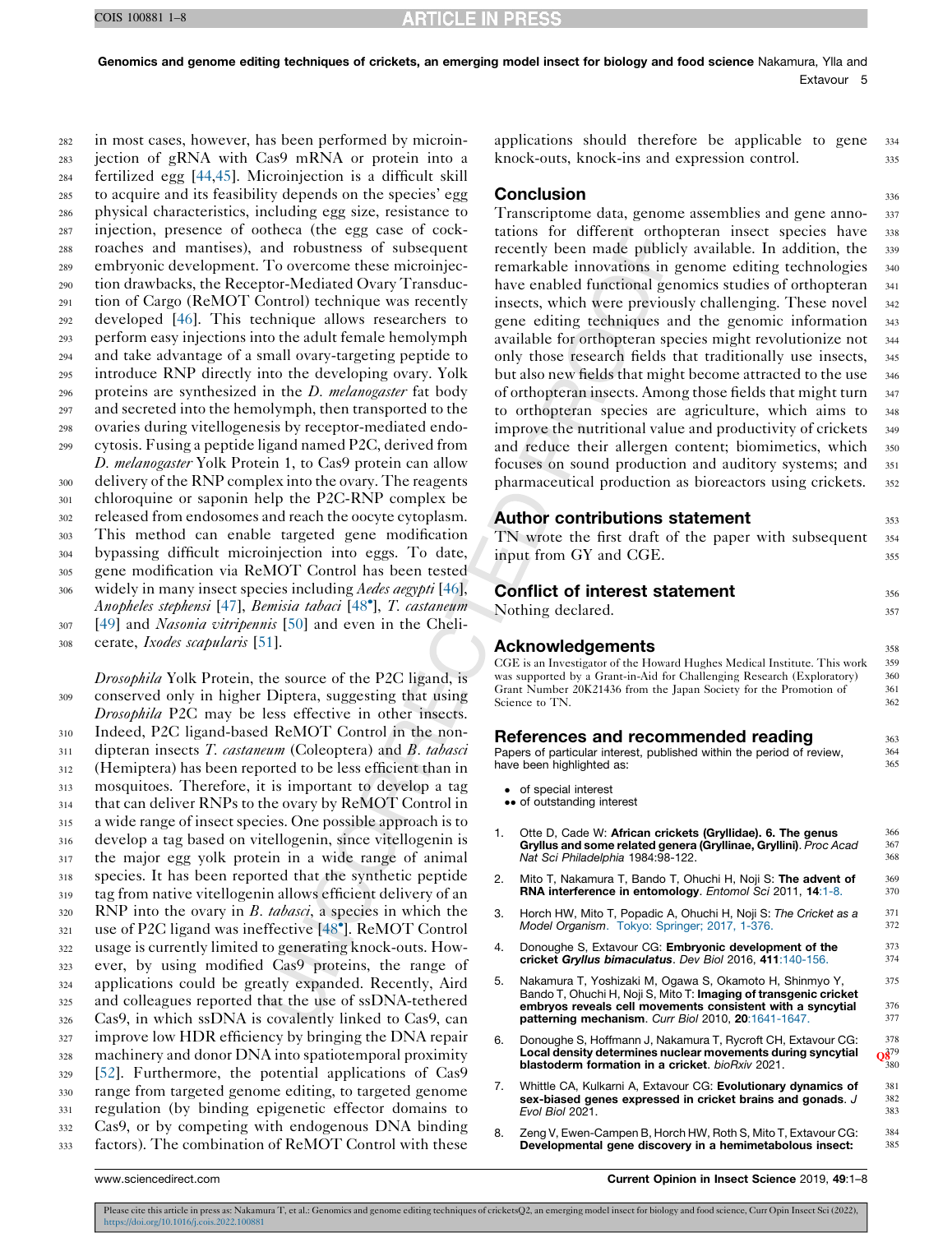in most cases, however, has been performed by microinjection of gRNA with Cas9 mRNA or protein into a fertilized egg [44,45]. Microinjection is a difficult skill to acquire and its feasibility depends on the species' egg physical characteristics, including egg size, resistance to injection, presence of ootheca (the egg case of cockroaches and mantises), and robustness of subsequent embryonic development. To overcome these microinjection drawbacks, the Receptor-Mediated Ovary Transduction of Cargo (ReMOT Control) technique was recently developed [46]. This technique allows researchers to perform easy injections into the adult female hemolymph and take advantage of a small ovary-targeting peptide to introduce RNP directly into the developing ovary. Yolk proteins are synthesized in the *D. melanogaster* fat body and secreted into the hemolymph, then transported to the ovaries during vitellogenesis by receptor-mediated endocytosis. Fusing a peptide ligand named P2C, derived from *D. melanogaster* Yolk Protein 1, to Cas9 protein can allow delivery of the RNP complex into the ovary. The reagents chloroquine or saponin help the P2C-RNP complex be released from endosomes and reach the oocyte cytoplasm. This method can enable targeted gene modification bypassing difficult microinjection into eggs. To date, gene modification via ReMOT Control has been tested widely in many insect species including *Aedes aegypti* [46], *Anopheles stephensi* [47], *Bemisia tabaci* [48•], *T. castaneum* [49] and *Nasonia vitripennis* [50] and even in the Chelicerate, *Ixodes scapularis* [51].

*Drosophila* Yolk Protein, the source of the P2C ligand, is conserved only in higher Diptera, suggesting that using *Drosophila* P2C may be less effective in other insects. Indeed, P2C ligand-based ReMOT Control in the non-dipteran insects *T. castaneum* (Coleoptera) and *B. tabasci* (Hemiptera) has been reported to be less efficient than in mosquitoes. Therefore, it is important to develop a tag that can deliver RNPs to the ovary by ReMOT Control in a wide range of insect species. One possible approach is to develop a tag based on vitellogenin, since vitellogenin is the major egg yolk protein in a wide range of animal species. It has been reported that the synthetic peptide tag from native vitellogenin allows efficient delivery of an RNP into the ovary in *B. tabasci*, a species in which the use of P2C ligand was ineffective [48•]. ReMOT Control usage is currently limited to generating knock-outs. However, by using modified Cas9 proteins, the range of applications could be greatly expanded. Recently, Aird and colleagues reported that the use of ssDNA-tethered Cas9, in which ssDNA is covalently linked to Cas9, can improve low HDR efficiency by bringing the DNA repair machinery and donor DNA into spatiotemporal proximity [52]. Furthermore, the potential applications of Cas9 range from targeted genome editing, to targeted genome regulation (by binding epigenetic effector domains to Cas9, or by competing with endogenous DNA binding factors). The combination of ReMOT Control with these applications should therefore be applicable to gene knock-outs, knock-ins and expression control.

## Conclusion

Transcriptome data, genome assemblies and gene annotations for different orthopteran insect species have recently been made publicly available. In addition, the remarkable innovations in genome editing technologies have enabled functional genomics studies of orthopteran insects, which were previously challenging. These novel gene editing techniques and the genomic information available for orthopteran species might revolutionize not only those research fields that traditionally use insects, but also new fields that might become attracted to the use of orthopteran insects. Among those fields that might turn to orthopteran species are agriculture, which aims to improve the nutritional value and productivity of crickets and reduce their allergen content; biomimetics, which focuses on sound production and auditory systems; and pharmaceutical production as bioreactors using crickets.

## Author contributions statement

TN wrote the first draft of the paper with subsequent input from GY and CGE.

## Conflict of interest statement

Nothing declared.

## Acknowledgements

CGE is an Investigator of the Howard Hughes Medical Institute. This work was supported by a Grant-in-Aid for Challenging Research (Exploratory) Grant Number 20K21436 from the Japan Society for the Promotion of Science to TN.

## References and recommended reading

Papers of particular interest, published within the period of review, have been highlighted as:

- • of special interest
- •• of outstanding interest

1. Otte D, Cade W: **African crickets (Gryllidae). 6. The genus Gryllus and some related genera (Gryllinae, Gryllini).** *Proc Acad Nat Sci Philadelphia* 1984:98-122.
2. Mito T, Nakamura T, Bando T, Ohuchi H, Noji S: **The advent of RNA interference in entomology.** *Entomol Sci* 2011, **14**:1-8.
3. Horch HW, Mito T, Popadic A, Ohuchi H, Noji S: *The Cricket as a Model Organism.* Tokyo: Springer; 2017, 1-376.
4. Donoughe S, Extavour CG: **Embryonic development of the cricket *Gryllus bimaculatus*.** *Dev Biol* 2016, **411**:140-156.
5. Nakamura T, Yoshizaki M, Ogawa S, Okamoto H, Shinmyo Y, Bando T, Ohuchi H, Noji S, Mito T: **Imaging of transgenic cricket embryos reveals cell movements consistent with a syncytial patterning mechanism.** *Curr Biol* 2010, **20**:1641-1647.
6. Donoughe S, Hoffmann J, Nakamura T, Rycroft CH, Extavour CG: **Local density determines nuclear movements during syncytial blastoderm formation in a cricket.** *bioRxiv* 2021.
7. Whittle CA, Kulkarni A, Extavour CG: **Evolutionary dynamics of sex-biased genes expressed in cricket brains and gonads.** *J Evol Biol* 2021.
8. Zeng V, Ewen-Campen B, Horch HW, Roth S, Mito T, Extavour CG: **Developmental gene discovery in a hemimetabolous insect:**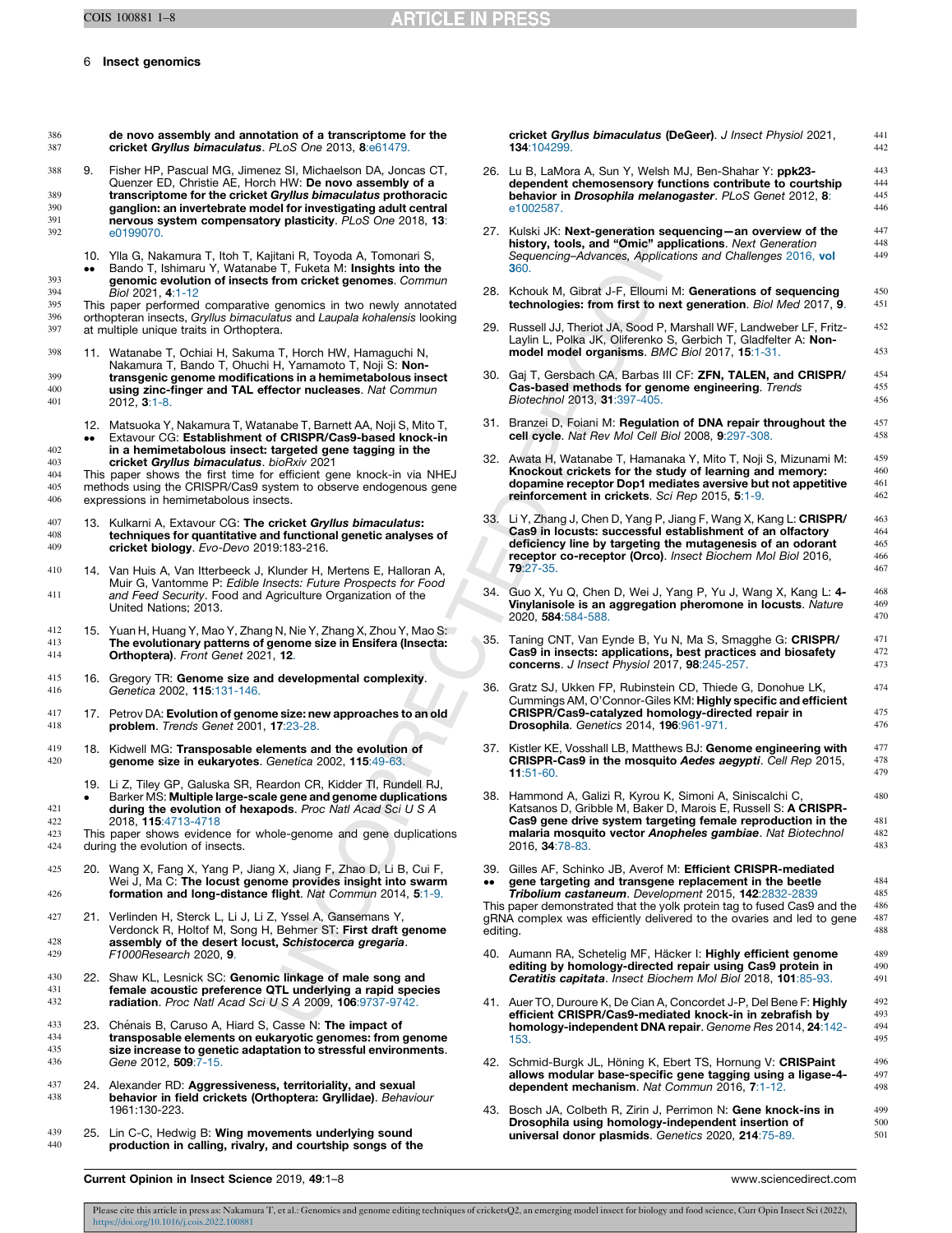**de novo assembly and annotation of a transcriptome for the cricket *Gryllus bimaculatus*.** *PLoS One* 2013, **8**:e61479.

9. Fisher HP, Pascual MG, Jimenez SI, Michaelson DA, Joncas CT, Quenzer ED, Christie AE, Horch HW: **De novo assembly of a transcriptome for the cricket *Gryllus bimaculatus* prothoracic ganglion: an invertebrate model for investigating adult central nervous system compensatory plasticity.** *PLoS One* 2018, **13**: e0199070.

10. •• Ylla G, Nakamura T, Itoh T, Kajitani R, Toyoda A, Tomonari S, Bando T, Ishimaru Y, Watanabe T, Fuketa M: **Insights into the genomic evolution of insects from cricket genomes.** *Commun Biol* 2021, **4**:1-12
This paper performed comparative genomics in two newly annotated orthopteran insects, *Gryllus bimaculatus* and *Laupala kohalensis* looking at multiple unique traits in Orthoptera.

11. Watanabe T, Ochiai H, Sakuma T, Horch HW, Hamaguchi N, Nakamura T, Bando T, Ohuchi H, Yamamoto T, Noji S: **Non-transgenic genome modifications in a hemimetabolous insect using zinc-finger and TAL effector nucleases.** *Nat Commun* 2012, **3**:1-8.

12. •• Matsuoka Y, Nakamura T, Watanabe T, Barnett AA, Noji S, Mito T, Extavour CG: **Establishment of CRISPR/Cas9-based knock-in in a hemimetabolous insect: targeted gene tagging in the cricket *Gryllus bimaculatus*.** *bioRxiv* 2021
This paper shows the first time for efficient gene knock-in via NHEJ methods using the CRISPR/Cas9 system to observe endogenous gene expressions in hemimetabolous insects.

13. Kulkarni A, Extavour CG: **The cricket *Gryllus bimaculatus*: techniques for quantitative and functional genetic analyses of cricket biology.** *Evo-Devo* 2019:183-216.

14. Van Huis A, Van Itterbeeck J, Klunder H, Mertens E, Halloran A, Muir G, Vantomme P: *Edible Insects: Future Prospects for Food and Feed Security*. Food and Agriculture Organization of the United Nations; 2013.

15. Yuan H, Huang Y, Mao Y, Zhang N, Nie Y, Zhang X, Zhou Y, Mao S: **The evolutionary patterns of genome size in Ensifera (Insecta: Orthoptera).** *Front Genet* 2021, **12**.

16. Gregory TR: **Genome size and developmental complexity.** *Genetica* 2002, **115**:131-146.

17. Petrov DA: **Evolution of genome size: new approaches to an old problem.** *Trends Genet* 2001, **17**:23-28.

18. Kidwell MG: **Transposable elements and the evolution of genome size in eukaryotes.** *Genetica* 2002, **115**:49-63.

19. • Li Z, Tiley GP, Galuska SR, Reardon CR, Kidder TI, Rundell RJ, Barker MS: **Multiple large-scale gene and genome duplications during the evolution of hexapods.** *Proc Natl Acad Sci U S A* 2018, **115**:4713-4718
This paper shows evidence for whole-genome and gene duplications during the evolution of insects.

20. Wang X, Fang X, Yang P, Jiang X, Jiang F, Zhao D, Li B, Cui F, Wei J, Ma C: **The locust genome provides insight into swarm formation and long-distance flight.** *Nat Commun* 2014, **5**:1-9.

21. Verlinden H, Sterck L, Li J, Li Z, Yssel A, Gansemans Y, Verdonck R, Holtof M, Song H, Behmer ST: **First draft genome assembly of the desert locust, *Schistocerca gregaria*.** *F1000Research* 2020, **9**.

22. Shaw KL, Lesnick SC: **Genomic linkage of male song and female acoustic preference QTL underlying a rapid species radiation.** *Proc Natl Acad Sci U S A* 2009, **106**:9737-9742.

23. Chénais B, Caruso A, Hiard S, Casse N: **The impact of transposable elements on eukaryotic genomes: from genome size increase to genetic adaptation to stressful environments.** *Gene* 2012, **509**:7-15.

24. Alexander RD: **Aggressiveness, territoriality, and sexual behavior in field crickets (Orthoptera: Gryllidae).** *Behaviour* 1961:130-223.

25. Lin C-C, Hedwig B: **Wing movements underlying sound production in calling, rivalry, and courtship songs of the cricket *Gryllus bimaculatus* (DeGeer).** *J Insect Physiol* 2021, **134**:104299.

26. Lu B, LaMora A, Sun Y, Welsh MJ, Ben-Shahar Y: **ppk23-dependent chemosensory functions contribute to courtship behavior in *Drosophila melanogaster*.** *PLoS Genet* 2012, **8**: e1002587.

27. Kulski JK: **Next-generation sequencing—an overview of the history, tools, and "Omic" applications.** *Next Generation Sequencing–Advances, Applications and Challenges* 2016, **vol 360**.

28. Kchouk M, Gibrat J-F, Elloumi M: **Generations of sequencing technologies: from first to next generation.** *Biol Med* 2017, **9**.

29. Russell JJ, Theriot JA, Sood P, Marshall WF, Landweber LF, Fritz-Laylin L, Polka JK, Oliferenko S, Gerbich T, Gladfelter A: **Non-model model organisms.** *BMC Biol* 2017, **15**:1-31.

30. Gaj T, Gersbach CA, Barbas III CF: **ZFN, TALEN, and CRISPR/Cas-based methods for genome engineering.** *Trends Biotechnol* 2013, **31**:397-405.

31. Branzei D, Foiani M: **Regulation of DNA repair throughout the cell cycle.** *Nat Rev Mol Cell Biol* 2008, **9**:297-308.

32. Awata H, Watanabe T, Hamanaka Y, Mito T, Noji S, Mizunami M: **Knockout crickets for the study of learning and memory: dopamine receptor Dop1 mediates aversive but not appetitive reinforcement in crickets.** *Sci Rep* 2015, **5**:1-9.

33. Li Y, Zhang J, Chen D, Yang P, Jiang F, Wang X, Kang L: **CRISPR/Cas9 in locusts: successful establishment of an olfactory deficiency line by targeting the mutagenesis of an odorant receptor co-receptor (Orco).** *Insect Biochem Mol Biol* 2016, **79**:27-35.

34. Guo X, Yu Q, Chen D, Wei J, Yang P, Yu J, Wang X, Kang L: **4-Vinylanisole is an aggregation pheromone in locusts.** *Nature* 2020, **584**:584-588.

35. Taning CNT, Van Eynde B, Yu N, Ma S, Smagghe G: **CRISPR/Cas9 in insects: applications, best practices and biosafety concerns.** *J Insect Physiol* 2017, **98**:245-257.

36. Gratz SJ, Ukken FP, Rubinstein CD, Thiede G, Donohue LK, Cummings AM, O'Connor-Giles KM: **Highly specific and efficient CRISPR/Cas9-catalyzed homology-directed repair in Drosophila.** *Genetics* 2014, **196**:961-971.

37. Kistler KE, Vosshall LB, Matthews BJ: **Genome engineering with CRISPR-Cas9 in the mosquito *Aedes aegypti*.** *Cell Rep* 2015, **11**:51-60.

38. Hammond A, Galizi R, Kyrou K, Simoni A, Siniscalchi C, Katsanos D, Gribble M, Baker D, Marois E, Russell S: **A CRISPR-Cas9 gene drive system targeting female reproduction in the malaria mosquito vector *Anopheles gambiae*.** *Nat Biotechnol* 2016, **34**:78-83.

39. •• Gilles AF, Schinko JB, Averof M: **Efficient CRISPR-mediated gene targeting and transgene replacement in the beetle *Tribolium castaneum*.** *Development* 2015, **142**:2832-2839
This paper demonstrated that the yolk protein tag to fused Cas9 and the gRNA complex was efficiently delivered to the ovaries and led to gene editing.

40. Aumann RA, Schetelig MF, Häcker I: **Highly efficient genome editing by homology-directed repair using Cas9 protein in *Ceratitis capitata*.** *Insect Biochem Mol Biol* 2018, **101**:85-93.

41. Auer TO, Duroure K, De Cian A, Concordet J-P, Del Bene F: **Highly efficient CRISPR/Cas9-mediated knock-in in zebrafish by homology-independent DNA repair.** *Genome Res* 2014, **24**:142-153.

42. Schmid-Burgk JL, Höning K, Ebert TS, Hornung V: **CRISPaint allows modular base-specific gene tagging using a ligase-4-dependent mechanism.** *Nat Commun* 2016, **7**:1-12.

43. Bosch JA, Colbeth R, Zirin J, Perrimon N: **Gene knock-ins in Drosophila using homology-independent insertion of universal donor plasmids.** *Genetics* 2020, **214**:75-89.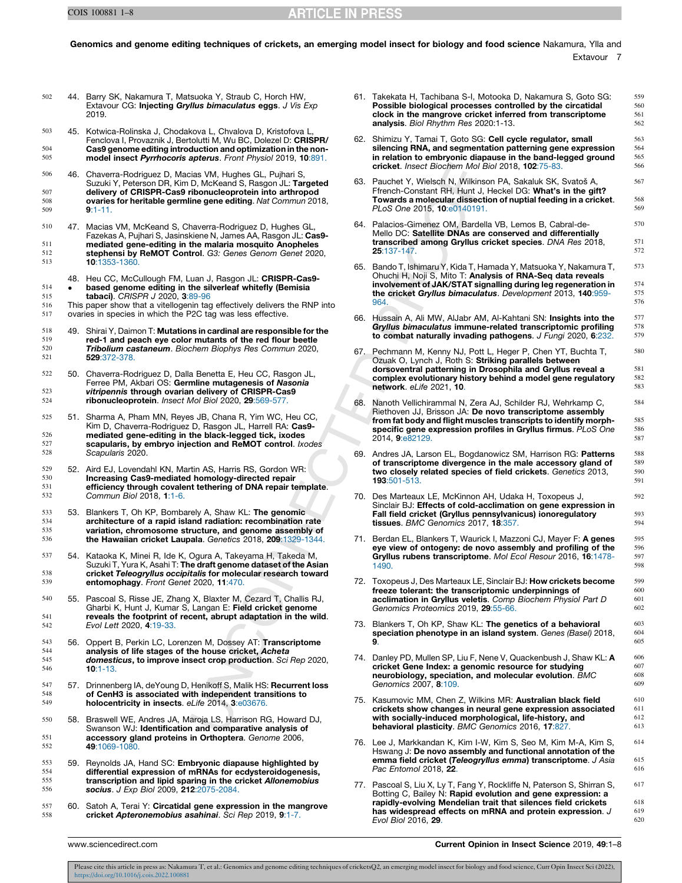44. Barry SK, Nakamura T, Matsuoka Y, Straub C, Horch HW, Extavour CG: **Injecting *Gryllus bimaculatus* eggs**. *J Vis Exp* 2019.

45. Kotwica-Rolinska J, Chodakova L, Chvalova D, Kristofova L, Fenclova I, Provaznik J, Bertolutti M, Wu BC, Dolezel D: **CRISPR/Cas9 genome editing introduction and optimization in the non-model insect *Pyrrhocoris apterus***. *Front Physiol* 2019, **10**:891.

46. Chaverra-Rodriguez D, Macias VM, Hughes GL, Pujhari S, Suzuki Y, Peterson DR, Kim D, McKeand S, Rasgon JL: **Targeted delivery of CRISPR-Cas9 ribonucleoprotein into arthropod ovaries for heritable germline gene editing**. *Nat Commun* 2018, **9**:1-11.

47. Macias VM, McKeand S, Chaverra-Rodriguez D, Hughes GL, Fazekas A, Pujhari S, Jasinskiene N, James AA, Rasgon JL: **Cas9-mediated gene-editing in the malaria mosquito Anopheles stephensi by ReMOT Control**. *G3: Genes Genom Genet* 2020, **10**:1353-1360.

48. • Heu CC, McCullough FM, Luan J, Rasgon JL: **CRISPR-Cas9-based genome editing in the silverleaf whitefly (Bemisia tabaci)**. *CRISPR J* 2020, **3**:89-96
This paper show that a vitellogenin tag effectively delivers the RNP into ovaries in species in which the P2C tag was less effective.

49. Shirai Y, Daimon T: **Mutations in cardinal are responsible for the red-1 and peach eye color mutants of the red flour beetle *Tribolium castaneum***. *Biochem Biophys Res Commun* 2020, **529**:372-378.

50. Chaverra-Rodriguez D, Dalla Benetta E, Heu CC, Rasgon JL, Ferree PM, Akbari OS: **Germline mutagenesis of *Nasonia vitripennis* through ovarian delivery of CRISPR-Cas9 ribonucleoprotein**. *Insect Mol Biol* 2020, **29**:569-577.

51. Sharma A, Pham MN, Reyes JB, Chana R, Yim WC, Heu CC, Kim D, Chaverra-Rodriguez D, Rasgon JL, Harrell RA: **Cas9-mediated gene-editing in the black-legged tick, ixodes scapularis, by embryo injection and ReMOT control**. *Ixodes Scapularis* 2020.

52. Aird EJ, Lovendahl KN, Martin AS, Harris RS, Gordon WR: **Increasing Cas9-mediated homology-directed repair efficiency through covalent tethering of DNA repair template**. *Commun Biol* 2018, **1**:1-6.

53. Blankers T, Oh KP, Bombarely A, Shaw KL: **The genomic architecture of a rapid island radiation: recombination rate variation, chromosome structure, and genome assembly of the Hawaiian cricket Laupala**. *Genetics* 2018, **209**:1329-1344.

54. Kataoka K, Minei R, Ide K, Ogura A, Takeyama H, Takeda M, Suzuki T, Yura K, Asahi T: **The draft genome dataset of the Asian cricket *Teleogryllus occipitalis* for molecular research toward entomophagy**. *Front Genet* 2020, **11**:470.

55. Pascoal S, Risse JE, Zhang X, Blaxter M, Cezard T, Challis RJ, Gharbi K, Hunt J, Kumar S, Langan E: **Field cricket genome reveals the footprint of recent, abrupt adaptation in the wild**. *Evol Lett* 2020, **4**:19-33.

56. Oppert B, Perkin LC, Lorenzen M, Dossey AT: **Transcriptome analysis of life stages of the house cricket, *Acheta domesticus*, to improve insect crop production**. *Sci Rep* 2020, **10**:1-13.

57. Drinnenberg IA, deYoung D, Henikoff S, Malik HS: **Recurrent loss of CenH3 is associated with independent transitions to holocentricity in insects**. *eLife* 2014, **3**:e03676.

58. Braswell WE, Andres JA, Maroja LS, Harrison RG, Howard DJ, Swanson WJ: **Identification and comparative analysis of accessory gland proteins in Orthoptera**. *Genome* 2006, **49**:1069-1080.

59. Reynolds JA, Hand SC: **Embryonic diapause highlighted by differential expression of mRNAs for ecdysteroidogenesis, transcription and lipid sparing in the cricket *Allonemobius socius***. *J Exp Biol* 2009, **212**:2075-2084.

60. Satoh A, Terai Y: **Circatidal gene expression in the mangrove cricket *Apteronemobius asahinai***. *Sci Rep* 2019, **9**:1-7.

61. Takekata H, Tachibana S-I, Motooka D, Nakamura S, Goto SG: **Possible biological processes controlled by the circatidal clock in the mangrove cricket inferred from transcriptome analysis**. *Biol Rhythm Res* 2020:1-13.

62. Shimizu Y, Tamai T, Goto SG: **Cell cycle regulator, small silencing RNA, and segmentation patterning gene expression in relation to embryonic diapause in the band-legged ground cricket**. *Insect Biochem Mol Biol* 2018, **102**:75-83.

63. Pauchet Y, Wielsch N, Wilkinson PA, Sakaluk SK, Svatoš A, Ffrench-Constant RH, Hunt J, Heckel DG: **What's in the gift? Towards a molecular dissection of nuptial feeding in a cricket**. *PLoS One* 2015, **10**:e0140191.

64. Palacios-Gimenez OM, Bardella VB, Lemos B, Cabral-de-Mello DC: **Satellite DNAs are conserved and differentially transcribed among Gryllus cricket species**. *DNA Res* 2018, **25**:137-147.

65. Bando T, Ishimaru Y, Kida T, Hamada Y, Matsuoka Y, Nakamura T, Ohuchi H, Noji S, Mito T: **Analysis of RNA-Seq data reveals involvement of JAK/STAT signalling during leg regeneration in the cricket *Gryllus bimaculatus***. *Development* 2013, **140**:959-964.

66. Hussain A, Ali MW, AlJabr AM, Al-Kahtani SN: **Insights into the *Gryllus bimaculatus* immune-related transcriptomic profiling to combat naturally invading pathogens**. *J Fungi* 2020, **6**:232.

67. Pechmann M, Kenny NJ, Pott L, Heger P, Chen YT, Buchta T, Ozuak O, Lynch J, Roth S: **Striking parallels between dorsoventral patterning in Drosophila and Gryllus reveal a complex evolutionary history behind a model gene regulatory network**. *eLife* 2021, **10**.

68. Nanoth Vellichirammal N, Zera AJ, Schilder RJ, Wehrkamp C, Riethoven JJ, Brisson JA: **De novo transcriptome assembly from fat body and flight muscles transcripts to identify morph-specific gene expression profiles in Gryllus firmus**. *PLoS One* 2014, **9**:e82129.

69. Andres JA, Larson EL, Bogdanowicz SM, Harrison RG: **Patterns of transcriptome divergence in the male accessory gland of two closely related species of field crickets**. *Genetics* 2013, **193**:501-513.

70. Des Marteaux LE, McKinnon AH, Udaka H, Toxopeus J, Sinclair BJ: **Effects of cold-acclimation on gene expression in Fall field cricket (Gryllus pennsylvanicus) ionoregulatory tissues**. *BMC Genomics* 2017, **18**:357.

71. Berdan EL, Blankers T, Waurick I, Mazzoni CJ, Mayer F: **A genes eye view of ontogeny: de novo assembly and profiling of the Gryllus rubens transcriptome**. *Mol Ecol Resour* 2016, **16**:1478-1490.

72. Toxopeus J, Des Marteaux LE, Sinclair BJ: **How crickets become freeze tolerant: the transcriptomic underpinnings of acclimation in Gryllus veletis**. *Comp Biochem Physiol Part D Genomics Proteomics* 2019, **29**:55-66.

73. Blankers T, Oh KP, Shaw KL: **The genetics of a behavioral speciation phenotype in an island system**. *Genes (Basel)* 2018, **9**.

74. Danley PD, Mullen SP, Liu F, Nene V, Quackenbush J, Shaw KL: **A cricket Gene Index: a genomic resource for studying neurobiology, speciation, and molecular evolution**. *BMC Genomics* 2007, **8**:109.

75. Kasumovic MM, Chen Z, Wilkins MR: **Australian black field crickets show changes in neural gene expression associated with socially-induced morphological, life-history, and behavioral plasticity**. *BMC Genomics* 2016, **17**:827.

76. Lee J, Markkandan K, Kim I-W, Kim S, Seo M, Kim M-A, Kim S, Hswang J: **De novo assembly and functional annotation of the emma field cricket (*Teleogryllus emma*) transcriptome**. *J Asia Pac Entomol* 2018, **22**.

77. Pascoal S, Liu X, Ly T, Fang Y, Rockliffe N, Paterson S, Shirran S, Botting C, Bailey N: **Rapid evolution and gene expression: a rapidly-evolving Mendelian trait that silences field crickets has widespread effects on mRNA and protein expression**. *J Evol Biol* 2016, **29**.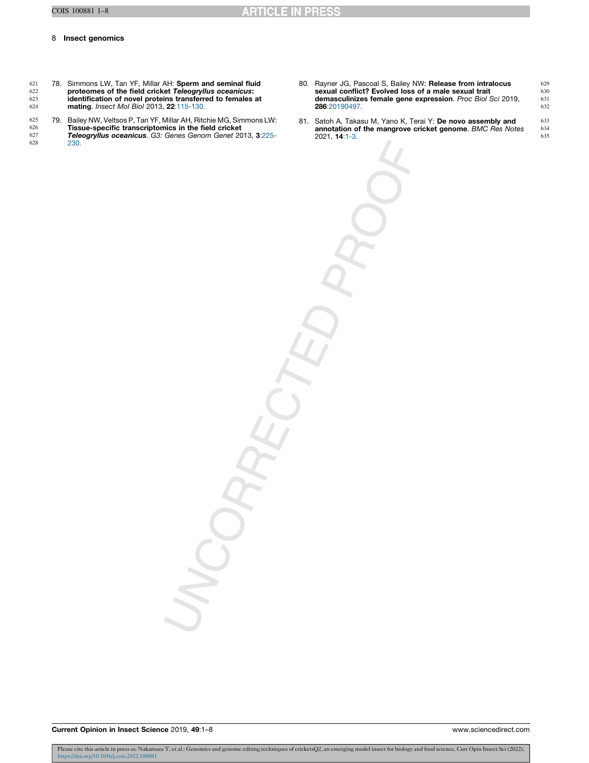78. Simmons LW, Tan YF, Millar AH: **Sperm and seminal fluid proteomes of the field cricket *Teleogryllus oceanicus*: identification of novel proteins transferred to females at mating**. *Insect Mol Biol* 2013, **22**:115-130.

79. Bailey NW, Veltsos P, Tan YF, Millar AH, Ritchie MG, Simmons LW: **Tissue-specific transcriptomics in the field cricket *Teleogryllus oceanicus***. *G3: Genes Genom Genet* 2013, **3**:225-230.

80. Rayner JG, Pascoal S, Bailey NW: **Release from intralocus sexual conflict? Evolved loss of a male sexual trait demasculinizes female gene expression**. *Proc Biol Sci* 2019, **286**:20190497.

81. Satoh A, Takasu M, Yano K, Terai Y: **De novo assembly and annotation of the mangrove cricket genome**. *BMC Res Notes* 2021, **14**:1-3.